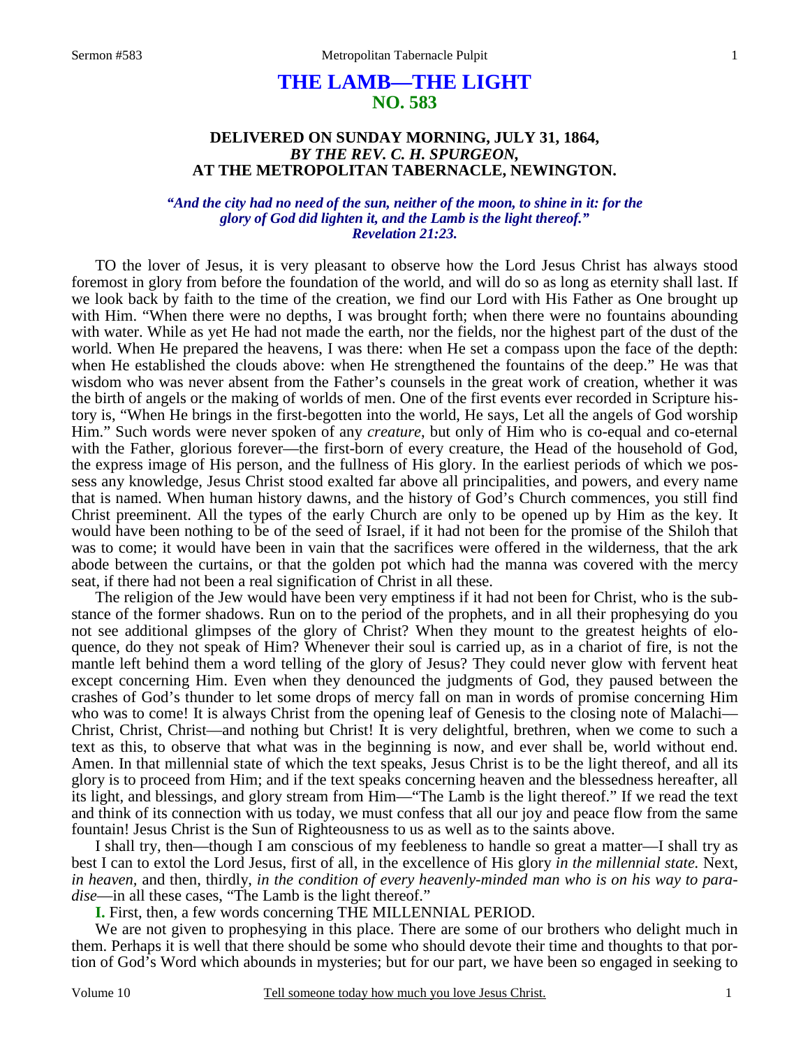# THE LAMB—THE LIGHT
## NO. 583

### DELIVERED ON SUNDAY MORNING, JULY 31, 1864, *BY THE REV. C. H. SPURGEON,* AT THE METROPOLITAN TABERNACLE, NEWINGTON.

***"And the city had no need of the sun, neither of the moon, to shine in it: for the glory of God did lighten it, and the Lamb is the light thereof." Revelation 21:23.***

TO the lover of Jesus, it is very pleasant to observe how the Lord Jesus Christ has always stood foremost in glory from before the foundation of the world, and will do so as long as eternity shall last. If we look back by faith to the time of the creation, we find our Lord with His Father as One brought up with Him. "When there were no depths, I was brought forth; when there were no fountains abounding with water. While as yet He had not made the earth, nor the fields, nor the highest part of the dust of the world. When He prepared the heavens, I was there: when He set a compass upon the face of the depth: when He established the clouds above: when He strengthened the fountains of the deep." He was that wisdom who was never absent from the Father's counsels in the great work of creation, whether it was the birth of angels or the making of worlds of men. One of the first events ever recorded in Scripture history is, "When He brings in the first-begotten into the world, He says, Let all the angels of God worship Him." Such words were never spoken of any *creature*, but only of Him who is co-equal and co-eternal with the Father, glorious forever—the first-born of every creature, the Head of the household of God, the express image of His person, and the fullness of His glory. In the earliest periods of which we possess any knowledge, Jesus Christ stood exalted far above all principalities, and powers, and every name that is named. When human history dawns, and the history of God's Church commences, you still find Christ preeminent. All the types of the early Church are only to be opened up by Him as the key. It would have been nothing to be of the seed of Israel, if it had not been for the promise of the Shiloh that was to come; it would have been in vain that the sacrifices were offered in the wilderness, that the ark abode between the curtains, or that the golden pot which had the manna was covered with the mercy seat, if there had not been a real signification of Christ in all these.

The religion of the Jew would have been very emptiness if it had not been for Christ, who is the substance of the former shadows. Run on to the period of the prophets, and in all their prophesying do you not see additional glimpses of the glory of Christ? When they mount to the greatest heights of eloquence, do they not speak of Him? Whenever their soul is carried up, as in a chariot of fire, is not the mantle left behind them a word telling of the glory of Jesus? They could never glow with fervent heat except concerning Him. Even when they denounced the judgments of God, they paused between the crashes of God's thunder to let some drops of mercy fall on man in words of promise concerning Him who was to come! It is always Christ from the opening leaf of Genesis to the closing note of Malachi—Christ, Christ, Christ—and nothing but Christ! It is very delightful, brethren, when we come to such a text as this, to observe that what was in the beginning is now, and ever shall be, world without end. Amen. In that millennial state of which the text speaks, Jesus Christ is to be the light thereof, and all its glory is to proceed from Him; and if the text speaks concerning heaven and the blessedness hereafter, all its light, and blessings, and glory stream from Him—"The Lamb is the light thereof." If we read the text and think of its connection with us today, we must confess that all our joy and peace flow from the same fountain! Jesus Christ is the Sun of Righteousness to us as well as to the saints above.

I shall try, then—though I am conscious of my feebleness to handle so great a matter—I shall try as best I can to extol the Lord Jesus, first of all, in the excellence of His glory *in the millennial state.* Next, *in heaven,* and then, thirdly, *in the condition of every heavenly-minded man who is on his way to paradise*—in all these cases, "The Lamb is the light thereof."

**I.** First, then, a few words concerning THE MILLENNIAL PERIOD.

We are not given to prophesying in this place. There are some of our brothers who delight much in them. Perhaps it is well that there should be some who should devote their time and thoughts to that portion of God's Word which abounds in mysteries; but for our part, we have been so engaged in seeking to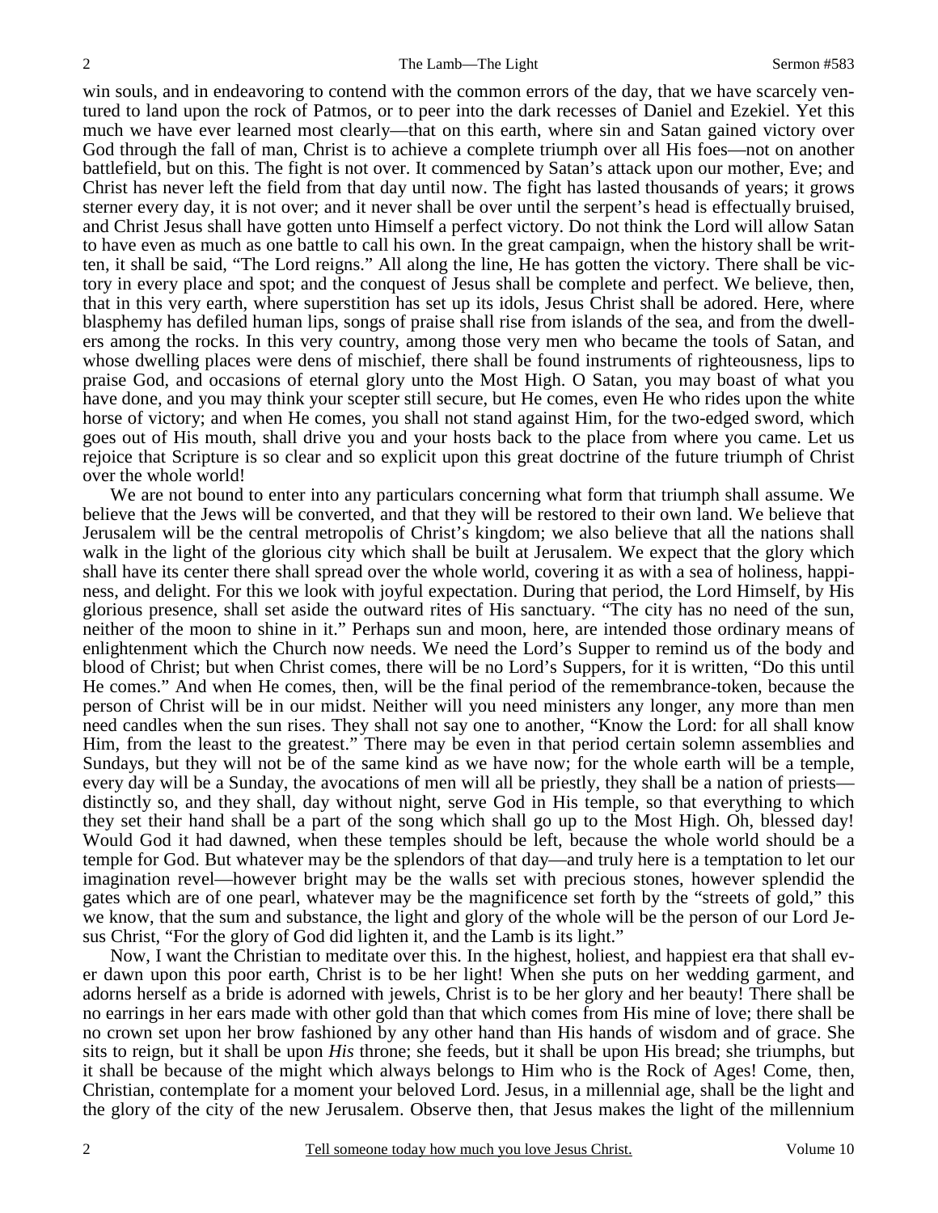win souls, and in endeavoring to contend with the common errors of the day, that we have scarcely ventured to land upon the rock of Patmos, or to peer into the dark recesses of Daniel and Ezekiel. Yet this much we have ever learned most clearly—that on this earth, where sin and Satan gained victory over God through the fall of man, Christ is to achieve a complete triumph over all His foes—not on another battlefield, but on this. The fight is not over. It commenced by Satan's attack upon our mother, Eve; and Christ has never left the field from that day until now. The fight has lasted thousands of years; it grows sterner every day, it is not over; and it never shall be over until the serpent's head is effectually bruised, and Christ Jesus shall have gotten unto Himself a perfect victory. Do not think the Lord will allow Satan to have even as much as one battle to call his own. In the great campaign, when the history shall be written, it shall be said, "The Lord reigns." All along the line, He has gotten the victory. There shall be victory in every place and spot; and the conquest of Jesus shall be complete and perfect. We believe, then, that in this very earth, where superstition has set up its idols, Jesus Christ shall be adored. Here, where blasphemy has defiled human lips, songs of praise shall rise from islands of the sea, and from the dwellers among the rocks. In this very country, among those very men who became the tools of Satan, and whose dwelling places were dens of mischief, there shall be found instruments of righteousness, lips to praise God, and occasions of eternal glory unto the Most High. O Satan, you may boast of what you have done, and you may think your scepter still secure, but He comes, even He who rides upon the white horse of victory; and when He comes, you shall not stand against Him, for the two-edged sword, which goes out of His mouth, shall drive you and your hosts back to the place from where you came. Let us rejoice that Scripture is so clear and so explicit upon this great doctrine of the future triumph of Christ over the whole world!

We are not bound to enter into any particulars concerning what form that triumph shall assume. We believe that the Jews will be converted, and that they will be restored to their own land. We believe that Jerusalem will be the central metropolis of Christ's kingdom; we also believe that all the nations shall walk in the light of the glorious city which shall be built at Jerusalem. We expect that the glory which shall have its center there shall spread over the whole world, covering it as with a sea of holiness, happiness, and delight. For this we look with joyful expectation. During that period, the Lord Himself, by His glorious presence, shall set aside the outward rites of His sanctuary. "The city has no need of the sun, neither of the moon to shine in it." Perhaps sun and moon, here, are intended those ordinary means of enlightenment which the Church now needs. We need the Lord's Supper to remind us of the body and blood of Christ; but when Christ comes, there will be no Lord's Suppers, for it is written, "Do this until He comes." And when He comes, then, will be the final period of the remembrance-token, because the person of Christ will be in our midst. Neither will you need ministers any longer, any more than men need candles when the sun rises. They shall not say one to another, "Know the Lord: for all shall know Him, from the least to the greatest." There may be even in that period certain solemn assemblies and Sundays, but they will not be of the same kind as we have now; for the whole earth will be a temple, every day will be a Sunday, the avocations of men will all be priestly, they shall be a nation of priests—distinctly so, and they shall, day without night, serve God in His temple, so that everything to which they set their hand shall be a part of the song which shall go up to the Most High. Oh, blessed day! Would God it had dawned, when these temples should be left, because the whole world should be a temple for God. But whatever may be the splendors of that day—and truly here is a temptation to let our imagination revel—however bright may be the walls set with precious stones, however splendid the gates which are of one pearl, whatever may be the magnificence set forth by the "streets of gold," this we know, that the sum and substance, the light and glory of the whole will be the person of our Lord Jesus Christ, "For the glory of God did lighten it, and the Lamb is its light."

Now, I want the Christian to meditate over this. In the highest, holiest, and happiest era that shall ever dawn upon this poor earth, Christ is to be her light! When she puts on her wedding garment, and adorns herself as a bride is adorned with jewels, Christ is to be her glory and her beauty! There shall be no earrings in her ears made with other gold than that which comes from His mine of love; there shall be no crown set upon her brow fashioned by any other hand than His hands of wisdom and of grace. She sits to reign, but it shall be upon *His* throne; she feeds, but it shall be upon His bread; she triumphs, but it shall be because of the might which always belongs to Him who is the Rock of Ages! Come, then, Christian, contemplate for a moment your beloved Lord. Jesus, in a millennial age, shall be the light and the glory of the city of the new Jerusalem. Observe then, that Jesus makes the light of the millennium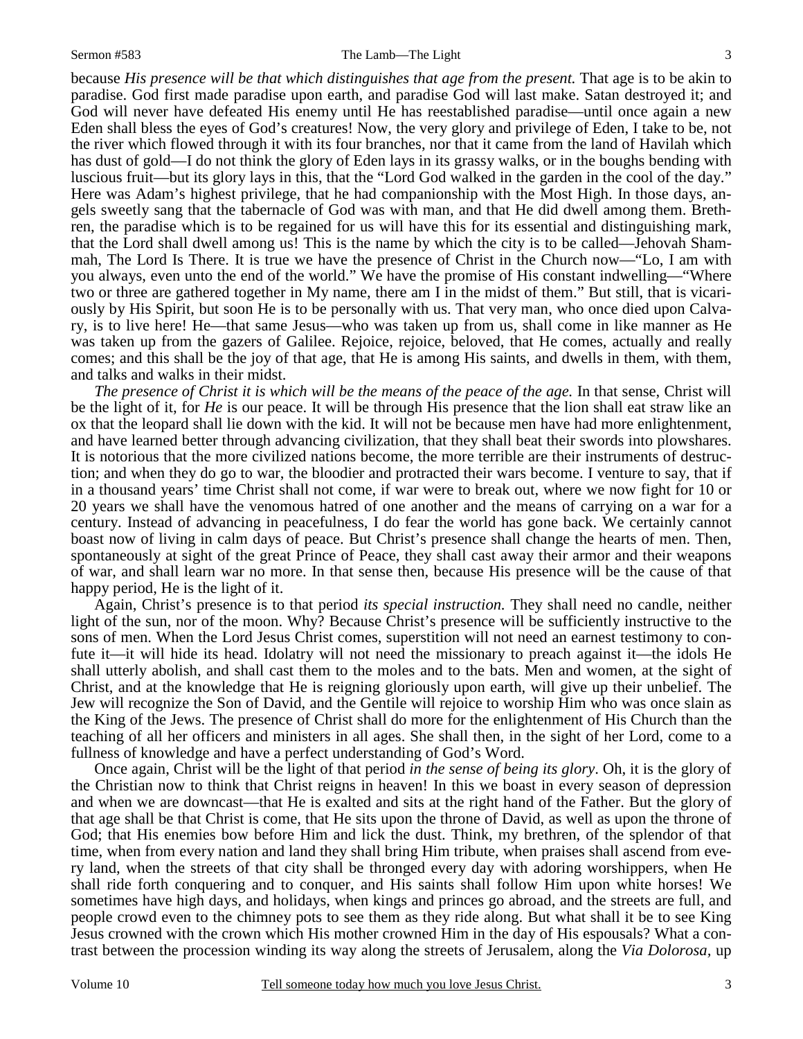because *His presence will be that which distinguishes that age from the present.* That age is to be akin to paradise. God first made paradise upon earth, and paradise God will last make. Satan destroyed it; and God will never have defeated His enemy until He has reestablished paradise—until once again a new Eden shall bless the eyes of God's creatures! Now, the very glory and privilege of Eden, I take to be, not the river which flowed through it with its four branches, nor that it came from the land of Havilah which has dust of gold—I do not think the glory of Eden lays in its grassy walks, or in the boughs bending with luscious fruit—but its glory lays in this, that the "Lord God walked in the garden in the cool of the day." Here was Adam's highest privilege, that he had companionship with the Most High. In those days, angels sweetly sang that the tabernacle of God was with man, and that He did dwell among them. Brethren, the paradise which is to be regained for us will have this for its essential and distinguishing mark, that the Lord shall dwell among us! This is the name by which the city is to be called—Jehovah Shammah, The Lord Is There. It is true we have the presence of Christ in the Church now—"Lo, I am with you always, even unto the end of the world." We have the promise of His constant indwelling—"Where two or three are gathered together in My name, there am I in the midst of them." But still, that is vicariously by His Spirit, but soon He is to be personally with us. That very man, who once died upon Calvary, is to live here! He—that same Jesus—who was taken up from us, shall come in like manner as He was taken up from the gazers of Galilee. Rejoice, rejoice, beloved, that He comes, actually and really comes; and this shall be the joy of that age, that He is among His saints, and dwells in them, with them, and talks and walks in their midst.

*The presence of Christ it is which will be the means of the peace of the age.* In that sense, Christ will be the light of it, for *He* is our peace. It will be through His presence that the lion shall eat straw like an ox that the leopard shall lie down with the kid. It will not be because men have had more enlightenment, and have learned better through advancing civilization, that they shall beat their swords into plowshares. It is notorious that the more civilized nations become, the more terrible are their instruments of destruction; and when they do go to war, the bloodier and protracted their wars become. I venture to say, that if in a thousand years' time Christ shall not come, if war were to break out, where we now fight for 10 or 20 years we shall have the venomous hatred of one another and the means of carrying on a war for a century. Instead of advancing in peacefulness, I do fear the world has gone back. We certainly cannot boast now of living in calm days of peace. But Christ's presence shall change the hearts of men. Then, spontaneously at sight of the great Prince of Peace, they shall cast away their armor and their weapons of war, and shall learn war no more. In that sense then, because His presence will be the cause of that happy period, He is the light of it.

Again, Christ's presence is to that period *its special instruction.* They shall need no candle, neither light of the sun, nor of the moon. Why? Because Christ's presence will be sufficiently instructive to the sons of men. When the Lord Jesus Christ comes, superstition will not need an earnest testimony to confute it—it will hide its head. Idolatry will not need the missionary to preach against it—the idols He shall utterly abolish, and shall cast them to the moles and to the bats. Men and women, at the sight of Christ, and at the knowledge that He is reigning gloriously upon earth, will give up their unbelief. The Jew will recognize the Son of David, and the Gentile will rejoice to worship Him who was once slain as the King of the Jews. The presence of Christ shall do more for the enlightenment of His Church than the teaching of all her officers and ministers in all ages. She shall then, in the sight of her Lord, come to a fullness of knowledge and have a perfect understanding of God's Word.

Once again, Christ will be the light of that period *in the sense of being its glory*. Oh, it is the glory of the Christian now to think that Christ reigns in heaven! In this we boast in every season of depression and when we are downcast—that He is exalted and sits at the right hand of the Father. But the glory of that age shall be that Christ is come, that He sits upon the throne of David, as well as upon the throne of God; that His enemies bow before Him and lick the dust. Think, my brethren, of the splendor of that time, when from every nation and land they shall bring Him tribute, when praises shall ascend from every land, when the streets of that city shall be thronged every day with adoring worshippers, when He shall ride forth conquering and to conquer, and His saints shall follow Him upon white horses! We sometimes have high days, and holidays, when kings and princes go abroad, and the streets are full, and people crowd even to the chimney pots to see them as they ride along. But what shall it be to see King Jesus crowned with the crown which His mother crowned Him in the day of His espousals? What a contrast between the procession winding its way along the streets of Jerusalem, along the *Via Dolorosa,* up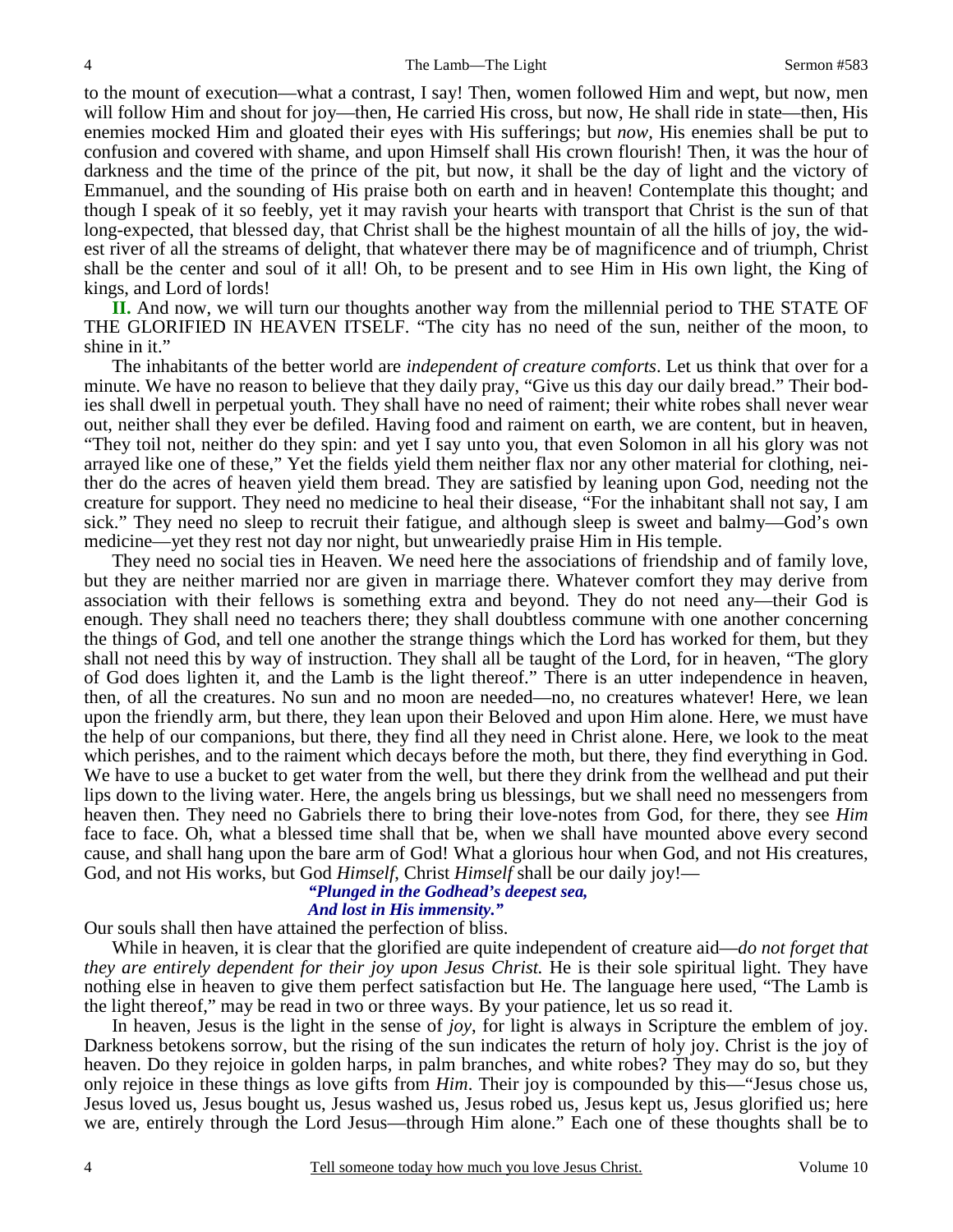to the mount of execution—what a contrast, I say! Then, women followed Him and wept, but now, men will follow Him and shout for joy—then, He carried His cross, but now, He shall ride in state—then, His enemies mocked Him and gloated their eyes with His sufferings; but *now,* His enemies shall be put to confusion and covered with shame, and upon Himself shall His crown flourish! Then, it was the hour of darkness and the time of the prince of the pit, but now, it shall be the day of light and the victory of Emmanuel, and the sounding of His praise both on earth and in heaven! Contemplate this thought; and though I speak of it so feebly, yet it may ravish your hearts with transport that Christ is the sun of that long-expected, that blessed day, that Christ shall be the highest mountain of all the hills of joy, the widest river of all the streams of delight, that whatever there may be of magnificence and of triumph, Christ shall be the center and soul of it all! Oh, to be present and to see Him in His own light, the King of kings, and Lord of lords!

**II.** And now, we will turn our thoughts another way from the millennial period to THE STATE OF THE GLORIFIED IN HEAVEN ITSELF. "The city has no need of the sun, neither of the moon, to shine in it."

The inhabitants of the better world are *independent of creature comforts*. Let us think that over for a minute. We have no reason to believe that they daily pray, "Give us this day our daily bread." Their bodies shall dwell in perpetual youth. They shall have no need of raiment; their white robes shall never wear out, neither shall they ever be defiled. Having food and raiment on earth, we are content, but in heaven, "They toil not, neither do they spin: and yet I say unto you, that even Solomon in all his glory was not arrayed like one of these," Yet the fields yield them neither flax nor any other material for clothing, neither do the acres of heaven yield them bread. They are satisfied by leaning upon God, needing not the creature for support. They need no medicine to heal their disease, "For the inhabitant shall not say, I am sick." They need no sleep to recruit their fatigue, and although sleep is sweet and balmy—God's own medicine—yet they rest not day nor night, but unweariedly praise Him in His temple.

They need no social ties in Heaven. We need here the associations of friendship and of family love, but they are neither married nor are given in marriage there. Whatever comfort they may derive from association with their fellows is something extra and beyond. They do not need any—their God is enough. They shall need no teachers there; they shall doubtless commune with one another concerning the things of God, and tell one another the strange things which the Lord has worked for them, but they shall not need this by way of instruction. They shall all be taught of the Lord, for in heaven, "The glory of God does lighten it, and the Lamb is the light thereof." There is an utter independence in heaven, then, of all the creatures. No sun and no moon are needed—no, no creatures whatever! Here, we lean upon the friendly arm, but there, they lean upon their Beloved and upon Him alone. Here, we must have the help of our companions, but there, they find all they need in Christ alone. Here, we look to the meat which perishes, and to the raiment which decays before the moth, but there, they find everything in God. We have to use a bucket to get water from the well, but there they drink from the wellhead and put their lips down to the living water. Here, the angels bring us blessings, but we shall need no messengers from heaven then. They need no Gabriels there to bring their love-notes from God, for there, they see *Him* face to face. Oh, what a blessed time shall that be, when we shall have mounted above every second cause, and shall hang upon the bare arm of God! What a glorious hour when God, and not His creatures, God, and not His works, but God *Himself,* Christ *Himself* shall be our daily joy!—

*"Plunged in the Godhead's deepest sea,*
*And lost in His immensity."*

Our souls shall then have attained the perfection of bliss.

While in heaven, it is clear that the glorified are quite independent of creature aid—*do not forget that they are entirely dependent for their joy upon Jesus Christ.* He is their sole spiritual light. They have nothing else in heaven to give them perfect satisfaction but He. The language here used, "The Lamb is the light thereof," may be read in two or three ways. By your patience, let us so read it.

In heaven, Jesus is the light in the sense of *joy*, for light is always in Scripture the emblem of joy. Darkness betokens sorrow, but the rising of the sun indicates the return of holy joy. Christ is the joy of heaven. Do they rejoice in golden harps, in palm branches, and white robes? They may do so, but they only rejoice in these things as love gifts from *Him*. Their joy is compounded by this—"Jesus chose us, Jesus loved us, Jesus bought us, Jesus washed us, Jesus robed us, Jesus kept us, Jesus glorified us; here we are, entirely through the Lord Jesus—through Him alone." Each one of these thoughts shall be to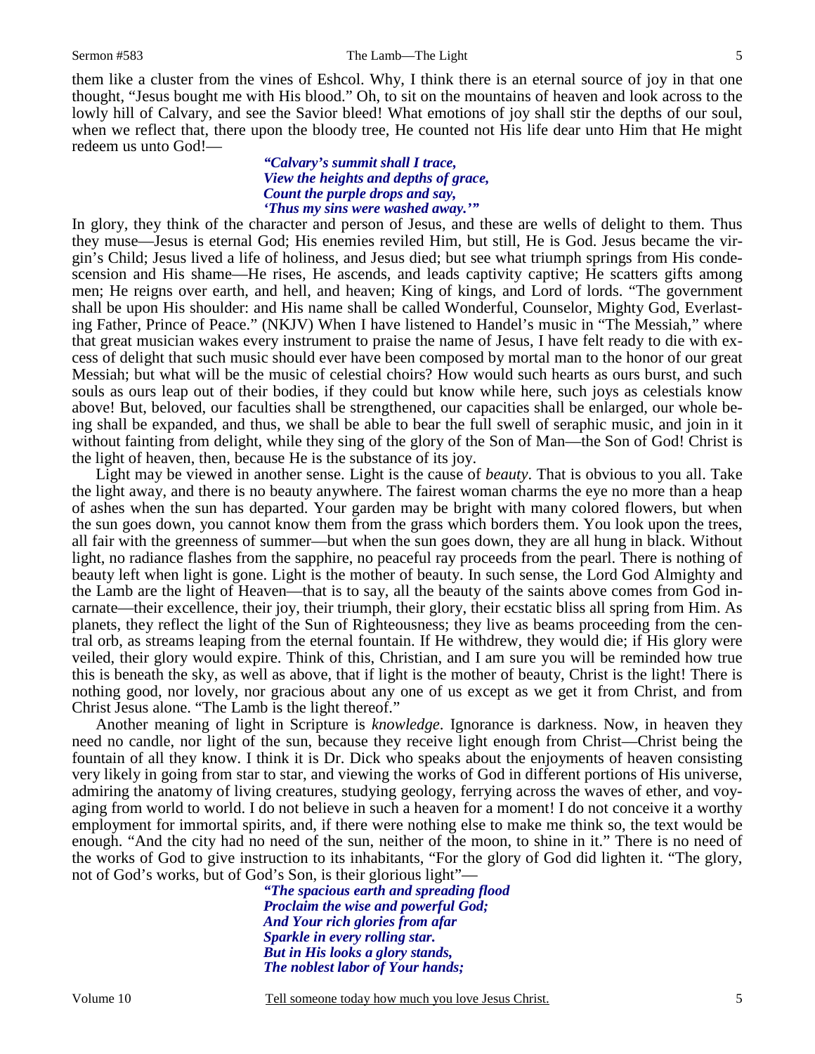them like a cluster from the vines of Eshcol. Why, I think there is an eternal source of joy in that one thought, "Jesus bought me with His blood." Oh, to sit on the mountains of heaven and look across to the lowly hill of Calvary, and see the Savior bleed! What emotions of joy shall stir the depths of our soul, when we reflect that, there upon the bloody tree, He counted not His life dear unto Him that He might redeem us unto God!—

> ***"Calvary's summit shall I trace,***
> ***View the heights and depths of grace,***
> ***Count the purple drops and say,***
> ***'Thus my sins were washed away.'"***

In glory, they think of the character and person of Jesus, and these are wells of delight to them. Thus they muse—Jesus is eternal God; His enemies reviled Him, but still, He is God. Jesus became the virgin's Child; Jesus lived a life of holiness, and Jesus died; but see what triumph springs from His condescension and His shame—He rises, He ascends, and leads captivity captive; He scatters gifts among men; He reigns over earth, and hell, and heaven; King of kings, and Lord of lords. "The government shall be upon His shoulder: and His name shall be called Wonderful, Counselor, Mighty God, Everlasting Father, Prince of Peace." (NKJV) When I have listened to Handel's music in "The Messiah," where that great musician wakes every instrument to praise the name of Jesus, I have felt ready to die with excess of delight that such music should ever have been composed by mortal man to the honor of our great Messiah; but what will be the music of celestial choirs? How would such hearts as ours burst, and such souls as ours leap out of their bodies, if they could but know while here, such joys as celestials know above! But, beloved, our faculties shall be strengthened, our capacities shall be enlarged, our whole being shall be expanded, and thus, we shall be able to bear the full swell of seraphic music, and join in it without fainting from delight, while they sing of the glory of the Son of Man—the Son of God! Christ is the light of heaven, then, because He is the substance of its joy.

Light may be viewed in another sense. Light is the cause of *beauty*. That is obvious to you all. Take the light away, and there is no beauty anywhere. The fairest woman charms the eye no more than a heap of ashes when the sun has departed. Your garden may be bright with many colored flowers, but when the sun goes down, you cannot know them from the grass which borders them. You look upon the trees, all fair with the greenness of summer—but when the sun goes down, they are all hung in black. Without light, no radiance flashes from the sapphire, no peaceful ray proceeds from the pearl. There is nothing of beauty left when light is gone. Light is the mother of beauty. In such sense, the Lord God Almighty and the Lamb are the light of Heaven—that is to say, all the beauty of the saints above comes from God incarnate—their excellence, their joy, their triumph, their glory, their ecstatic bliss all spring from Him. As planets, they reflect the light of the Sun of Righteousness; they live as beams proceeding from the central orb, as streams leaping from the eternal fountain. If He withdrew, they would die; if His glory were veiled, their glory would expire. Think of this, Christian, and I am sure you will be reminded how true this is beneath the sky, as well as above, that if light is the mother of beauty, Christ is the light! There is nothing good, nor lovely, nor gracious about any one of us except as we get it from Christ, and from Christ Jesus alone. "The Lamb is the light thereof."

Another meaning of light in Scripture is *knowledge*. Ignorance is darkness. Now, in heaven they need no candle, nor light of the sun, because they receive light enough from Christ—Christ being the fountain of all they know. I think it is Dr. Dick who speaks about the enjoyments of heaven consisting very likely in going from star to star, and viewing the works of God in different portions of His universe, admiring the anatomy of living creatures, studying geology, ferrying across the waves of ether, and voyaging from world to world. I do not believe in such a heaven for a moment! I do not conceive it a worthy employment for immortal spirits, and, if there were nothing else to make me think so, the text would be enough. "And the city had no need of the sun, neither of the moon, to shine in it." There is no need of the works of God to give instruction to its inhabitants, "For the glory of God did lighten it. "The glory, not of God's works, but of God's Son, is their glorious light"—

> ***"The spacious earth and spreading flood***
> ***Proclaim the wise and powerful God;***
> ***And Your rich glories from afar***
> ***Sparkle in every rolling star.***
> ***But in His looks a glory stands,***
> ***The noblest labor of Your hands;***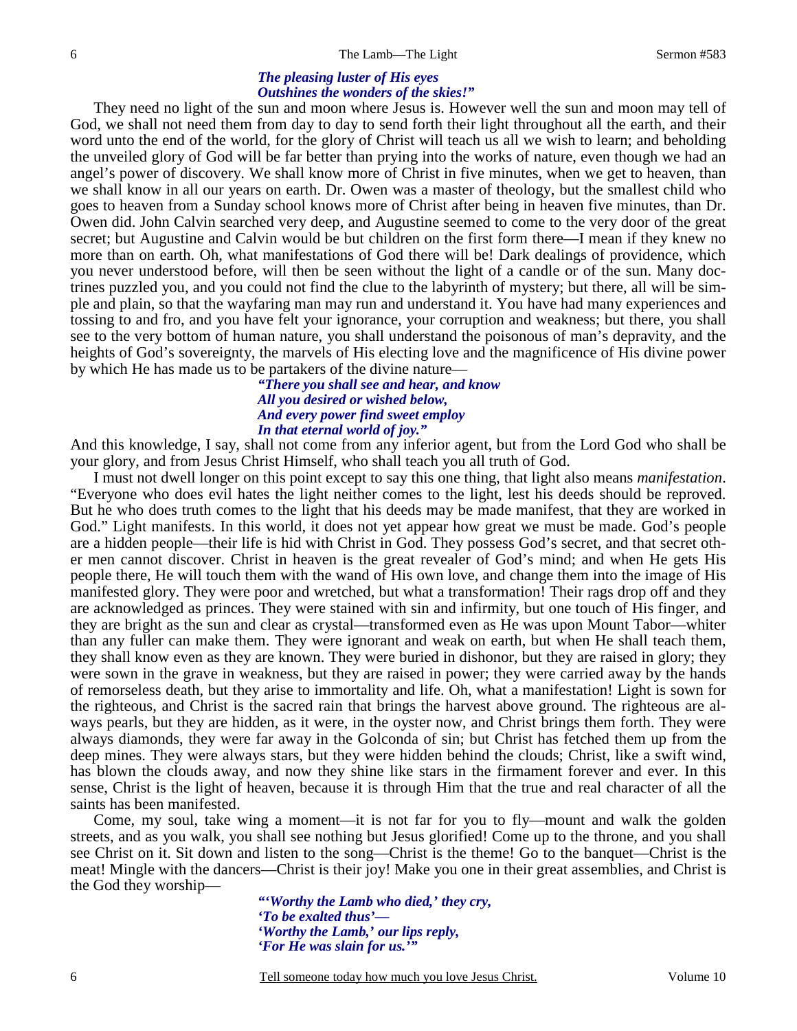*The pleasing luster of His eyes*
*Outshines the wonders of the skies!"*

They need no light of the sun and moon where Jesus is. However well the sun and moon may tell of God, we shall not need them from day to day to send forth their light throughout all the earth, and their word unto the end of the world, for the glory of Christ will teach us all we wish to learn; and beholding the unveiled glory of God will be far better than prying into the works of nature, even though we had an angel's power of discovery. We shall know more of Christ in five minutes, when we get to heaven, than we shall know in all our years on earth. Dr. Owen was a master of theology, but the smallest child who goes to heaven from a Sunday school knows more of Christ after being in heaven five minutes, than Dr. Owen did. John Calvin searched very deep, and Augustine seemed to come to the very door of the great secret; but Augustine and Calvin would be but children on the first form there—I mean if they knew no more than on earth. Oh, what manifestations of God there will be! Dark dealings of providence, which you never understood before, will then be seen without the light of a candle or of the sun. Many doctrines puzzled you, and you could not find the clue to the labyrinth of mystery; but there, all will be simple and plain, so that the wayfaring man may run and understand it. You have had many experiences and tossing to and fro, and you have felt your ignorance, your corruption and weakness; but there, you shall see to the very bottom of human nature, you shall understand the poisonous of man's depravity, and the heights of God's sovereignty, the marvels of His electing love and the magnificence of His divine power by which He has made us to be partakers of the divine nature—

*"There you shall see and hear, and know*
*All you desired or wished below,*
*And every power find sweet employ*
*In that eternal world of joy."*

And this knowledge, I say, shall not come from any inferior agent, but from the Lord God who shall be your glory, and from Jesus Christ Himself, who shall teach you all truth of God.

I must not dwell longer on this point except to say this one thing, that light also means *manifestation*. "Everyone who does evil hates the light neither comes to the light, lest his deeds should be reproved. But he who does truth comes to the light that his deeds may be made manifest, that they are worked in God." Light manifests. In this world, it does not yet appear how great we must be made. God's people are a hidden people—their life is hid with Christ in God. They possess God's secret, and that secret other men cannot discover. Christ in heaven is the great revealer of God's mind; and when He gets His people there, He will touch them with the wand of His own love, and change them into the image of His manifested glory. They were poor and wretched, but what a transformation! Their rags drop off and they are acknowledged as princes. They were stained with sin and infirmity, but one touch of His finger, and they are bright as the sun and clear as crystal—transformed even as He was upon Mount Tabor—whiter than any fuller can make them. They were ignorant and weak on earth, but when He shall teach them, they shall know even as they are known. They were buried in dishonor, but they are raised in glory; they were sown in the grave in weakness, but they are raised in power; they were carried away by the hands of remorseless death, but they arise to immortality and life. Oh, what a manifestation! Light is sown for the righteous, and Christ is the sacred rain that brings the harvest above ground. The righteous are always pearls, but they are hidden, as it were, in the oyster now, and Christ brings them forth. They were always diamonds, they were far away in the Golconda of sin; but Christ has fetched them up from the deep mines. They were always stars, but they were hidden behind the clouds; Christ, like a swift wind, has blown the clouds away, and now they shine like stars in the firmament forever and ever. In this sense, Christ is the light of heaven, because it is through Him that the true and real character of all the saints has been manifested.

Come, my soul, take wing a moment—it is not far for you to fly—mount and walk the golden streets, and as you walk, you shall see nothing but Jesus glorified! Come up to the throne, and you shall see Christ on it. Sit down and listen to the song—Christ is the theme! Go to the banquet—Christ is the meat! Mingle with the dancers—Christ is their joy! Make you one in their great assemblies, and Christ is the God they worship—

*"'Worthy the Lamb who died,' they cry,*
*'To be exalted thus'—*
*'Worthy the Lamb,' our lips reply,*
*'For He was slain for us.'"*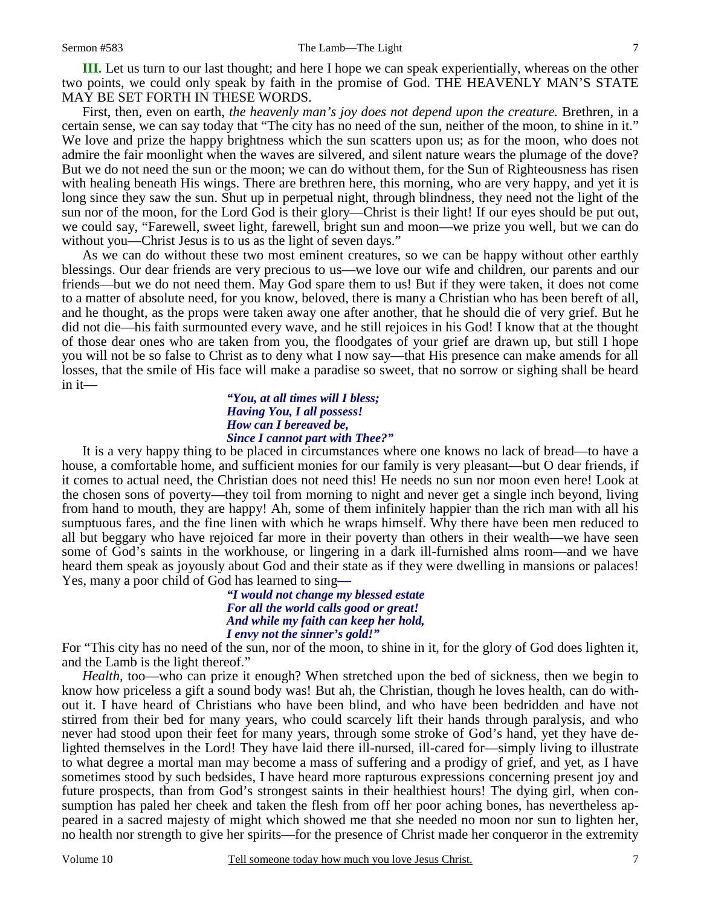**III.** Let us turn to our last thought; and here I hope we can speak experientially, whereas on the other two points, we could only speak by faith in the promise of God. THE HEAVENLY MAN'S STATE MAY BE SET FORTH IN THESE WORDS.

First, then, even on earth, *the heavenly man's joy does not depend upon the creature.* Brethren, in a certain sense, we can say today that "The city has no need of the sun, neither of the moon, to shine in it." We love and prize the happy brightness which the sun scatters upon us; as for the moon, who does not admire the fair moonlight when the waves are silvered, and silent nature wears the plumage of the dove? But we do not need the sun or the moon; we can do without them, for the Sun of Righteousness has risen with healing beneath His wings. There are brethren here, this morning, who are very happy, and yet it is long since they saw the sun. Shut up in perpetual night, through blindness, they need not the light of the sun nor of the moon, for the Lord God is their glory—Christ is their light! If our eyes should be put out, we could say, "Farewell, sweet light, farewell, bright sun and moon—we prize you well, but we can do without you—Christ Jesus is to us as the light of seven days."

As we can do without these two most eminent creatures, so we can be happy without other earthly blessings. Our dear friends are very precious to us—we love our wife and children, our parents and our friends—but we do not need them. May God spare them to us! But if they were taken, it does not come to a matter of absolute need, for you know, beloved, there is many a Christian who has been bereft of all, and he thought, as the props were taken away one after another, that he should die of very grief. But he did not die—his faith surmounted every wave, and he still rejoices in his God! I know that at the thought of those dear ones who are taken from you, the floodgates of your grief are drawn up, but still I hope you will not be so false to Christ as to deny what I now say—that His presence can make amends for all losses, that the smile of His face will make a paradise so sweet, that no sorrow or sighing shall be heard in it—

> ***"You, at all times will I bless;***
> ***Having You, I all possess!***
> ***How can I bereaved be,***
> ***Since I cannot part with Thee?"***

It is a very happy thing to be placed in circumstances where one knows no lack of bread—to have a house, a comfortable home, and sufficient monies for our family is very pleasant—but O dear friends, if it comes to actual need, the Christian does not need this! He needs no sun nor moon even here! Look at the chosen sons of poverty—they toil from morning to night and never get a single inch beyond, living from hand to mouth, they are happy! Ah, some of them infinitely happier than the rich man with all his sumptuous fares, and the fine linen with which he wraps himself. Why there have been men reduced to all but beggary who have rejoiced far more in their poverty than others in their wealth—we have seen some of God's saints in the workhouse, or lingering in a dark ill-furnished alms room—and we have heard them speak as joyously about God and their state as if they were dwelling in mansions or palaces! Yes, many a poor child of God has learned to sing—

> ***"I would not change my blessed estate***
> ***For all the world calls good or great!***
> ***And while my faith can keep her hold,***
> ***I envy not the sinner's gold!"***

For "This city has no need of the sun, nor of the moon, to shine in it, for the glory of God does lighten it, and the Lamb is the light thereof."

*Health,* too—who can prize it enough? When stretched upon the bed of sickness, then we begin to know how priceless a gift a sound body was! But ah, the Christian, though he loves health, can do without it. I have heard of Christians who have been blind, and who have been bedridden and have not stirred from their bed for many years, who could scarcely lift their hands through paralysis, and who never had stood upon their feet for many years, through some stroke of God's hand, yet they have delighted themselves in the Lord! They have laid there ill-nursed, ill-cared for—simply living to illustrate to what degree a mortal man may become a mass of suffering and a prodigy of grief, and yet, as I have sometimes stood by such bedsides, I have heard more rapturous expressions concerning present joy and future prospects, than from God's strongest saints in their healthiest hours! The dying girl, when consumption has paled her cheek and taken the flesh from off her poor aching bones, has nevertheless appeared in a sacred majesty of might which showed me that she needed no moon nor sun to lighten her, no health nor strength to give her spirits—for the presence of Christ made her conqueror in the extremity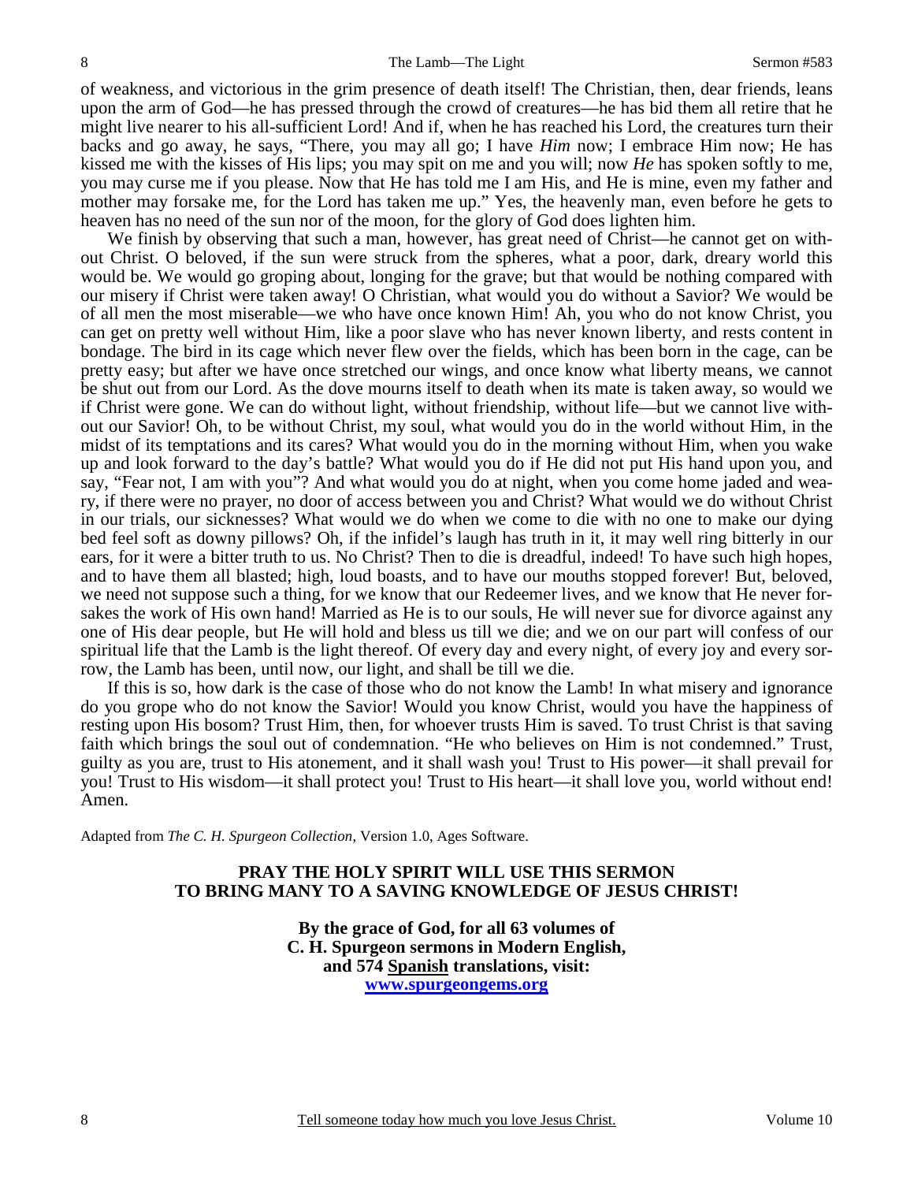of weakness, and victorious in the grim presence of death itself! The Christian, then, dear friends, leans upon the arm of God—he has pressed through the crowd of creatures—he has bid them all retire that he might live nearer to his all-sufficient Lord! And if, when he has reached his Lord, the creatures turn their backs and go away, he says, "There, you may all go; I have *Him* now; I embrace Him now; He has kissed me with the kisses of His lips; you may spit on me and you will; now *He* has spoken softly to me, you may curse me if you please. Now that He has told me I am His, and He is mine, even my father and mother may forsake me, for the Lord has taken me up." Yes, the heavenly man, even before he gets to heaven has no need of the sun nor of the moon, for the glory of God does lighten him.

We finish by observing that such a man, however, has great need of Christ—he cannot get on without Christ. O beloved, if the sun were struck from the spheres, what a poor, dark, dreary world this would be. We would go groping about, longing for the grave; but that would be nothing compared with our misery if Christ were taken away! O Christian, what would you do without a Savior? We would be of all men the most miserable—we who have once known Him! Ah, you who do not know Christ, you can get on pretty well without Him, like a poor slave who has never known liberty, and rests content in bondage. The bird in its cage which never flew over the fields, which has been born in the cage, can be pretty easy; but after we have once stretched our wings, and once know what liberty means, we cannot be shut out from our Lord. As the dove mourns itself to death when its mate is taken away, so would we if Christ were gone. We can do without light, without friendship, without life—but we cannot live without our Savior! Oh, to be without Christ, my soul, what would you do in the world without Him, in the midst of its temptations and its cares? What would you do in the morning without Him, when you wake up and look forward to the day's battle? What would you do if He did not put His hand upon you, and say, "Fear not, I am with you"? And what would you do at night, when you come home jaded and weary, if there were no prayer, no door of access between you and Christ? What would we do without Christ in our trials, our sicknesses? What would we do when we come to die with no one to make our dying bed feel soft as downy pillows? Oh, if the infidel's laugh has truth in it, it may well ring bitterly in our ears, for it were a bitter truth to us. No Christ? Then to die is dreadful, indeed! To have such high hopes, and to have them all blasted; high, loud boasts, and to have our mouths stopped forever! But, beloved, we need not suppose such a thing, for we know that our Redeemer lives, and we know that He never forsakes the work of His own hand! Married as He is to our souls, He will never sue for divorce against any one of His dear people, but He will hold and bless us till we die; and we on our part will confess of our spiritual life that the Lamb is the light thereof. Of every day and every night, of every joy and every sorrow, the Lamb has been, until now, our light, and shall be till we die.

If this is so, how dark is the case of those who do not know the Lamb! In what misery and ignorance do you grope who do not know the Savior! Would you know Christ, would you have the happiness of resting upon His bosom? Trust Him, then, for whoever trusts Him is saved. To trust Christ is that saving faith which brings the soul out of condemnation. "He who believes on Him is not condemned." Trust, guilty as you are, trust to His atonement, and it shall wash you! Trust to His power—it shall prevail for you! Trust to His wisdom—it shall protect you! Trust to His heart—it shall love you, world without end! Amen.

Adapted from *The C. H. Spurgeon Collection*, Version 1.0, Ages Software.

**PRAY THE HOLY SPIRIT WILL USE THIS SERMON TO BRING MANY TO A SAVING KNOWLEDGE OF JESUS CHRIST!**

**By the grace of God, for all 63 volumes of C. H. Spurgeon sermons in Modern English, and 574 Spanish translations, visit: www.spurgeongems.org**

Tell someone today how much you love Jesus Christ.